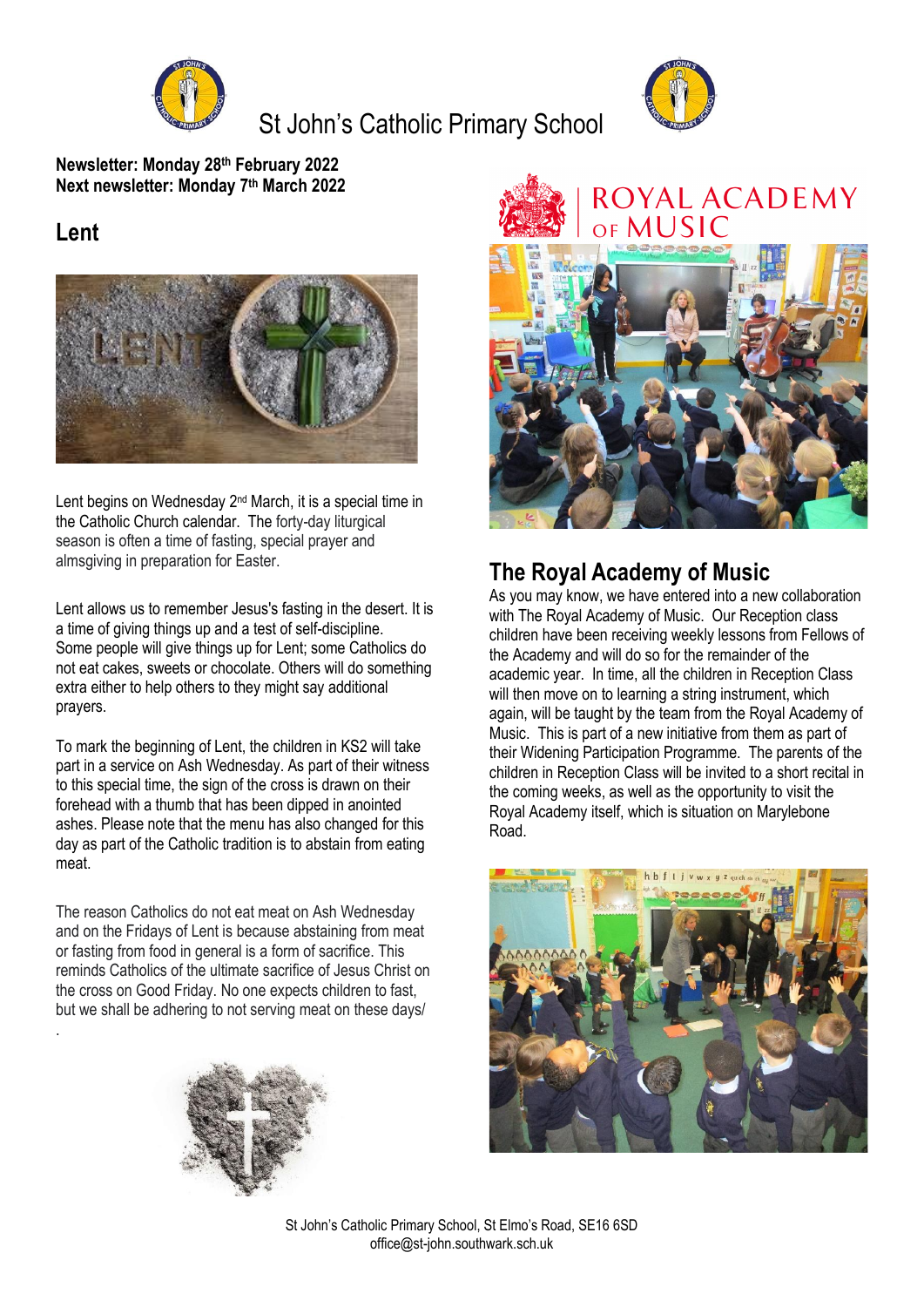# St John's Catholic Primary School

**Newsletter: Monday 28th February 2022**
**Next newsletter: Monday 7th March 2022**

## Lent

Lent begins on Wednesday 2nd March, it is a special time in the Catholic Church calendar. The forty-day liturgical season is often a time of fasting, special prayer and almsgiving in preparation for Easter.

Lent allows us to remember Jesus's fasting in the desert. It is a time of giving things up and a test of self-discipline. Some people will give things up for Lent; some Catholics do not eat cakes, sweets or chocolate. Others will do something extra either to help others to they might say additional prayers.

To mark the beginning of Lent, the children in KS2 will take part in a service on Ash Wednesday. As part of their witness to this special time, the sign of the cross is drawn on their forehead with a thumb that has been dipped in anointed ashes. Please note that the menu has also changed for this day as part of the Catholic tradition is to abstain from eating meat.

The reason Catholics do not eat meat on Ash Wednesday and on the Fridays of Lent is because abstaining from meat or fasting from food in general is a form of sacrifice. This reminds Catholics of the ultimate sacrifice of Jesus Christ on the cross on Good Friday. No one expects children to fast, but we shall be adhering to not serving meat on these days/

.

## The Royal Academy of Music

As you may know, we have entered into a new collaboration with The Royal Academy of Music. Our Reception class children have been receiving weekly lessons from Fellows of the Academy and will do so for the remainder of the academic year. In time, all the children in Reception Class will then move on to learning a string instrument, which again, will be taught by the team from the Royal Academy of Music. This is part of a new initiative from them as part of their Widening Participation Programme. The parents of the children in Reception Class will be invited to a short recital in the coming weeks, as well as the opportunity to visit the Royal Academy itself, which is situation on Marylebone Road.

St John's Catholic Primary School, St Elmo's Road, SE16 6SD
office@st-john.southwark.sch.uk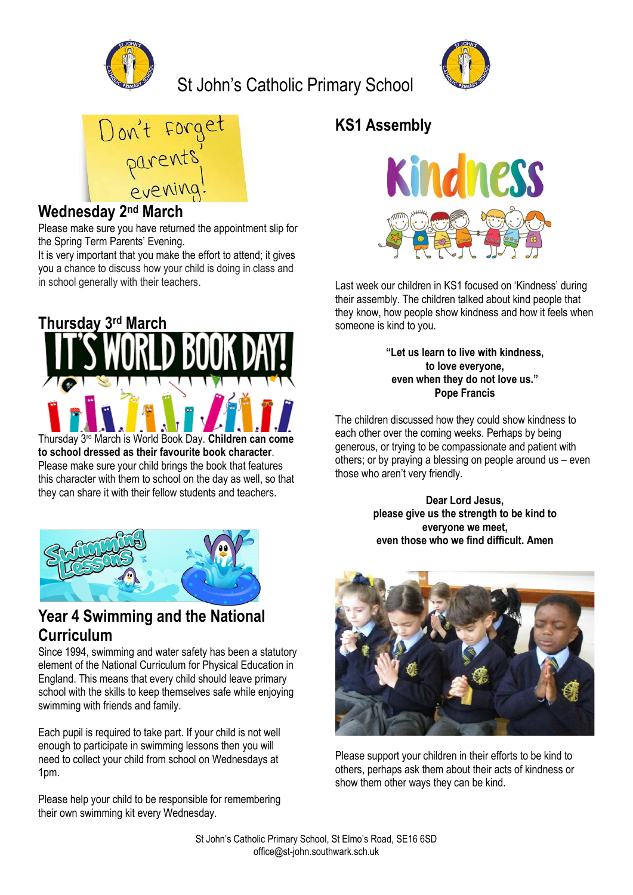# St John's Catholic Primary School

Don't forget parents' evening!

## Wednesday 2nd March

Please make sure you have returned the appointment slip for the Spring Term Parents' Evening.

It is very important that you make the effort to attend; it gives you a chance to discuss how your child is doing in class and in school generally with their teachers.

## Thursday 3rd March

IT'S WORLD BOOK DAY!

Thursday 3rd March is World Book Day. **Children can come to school dressed as their favourite book character**. Please make sure your child brings the book that features this character with them to school on the day as well, so that they can share it with their fellow students and teachers.

Swimming Lessons

## Year 4 Swimming and the National Curriculum

Since 1994, swimming and water safety has been a statutory element of the National Curriculum for Physical Education in England. This means that every child should leave primary school with the skills to keep themselves safe while enjoying swimming with friends and family.

Each pupil is required to take part. If your child is not well enough to participate in swimming lessons then you will need to collect your child from school on Wednesdays at 1pm.

Please help your child to be responsible for remembering their own swimming kit every Wednesday.

## KS1 Assembly

Kindness

Last week our children in KS1 focused on 'Kindness' during their assembly. The children talked about kind people that they know, how people show kindness and how it feels when someone is kind to you.

**"Let us learn to live with kindness,**
**to love everyone,**
**even when they do not love us."**
**Pope Francis**

The children discussed how they could show kindness to each other over the coming weeks. Perhaps by being generous, or trying to be compassionate and patient with others; or by praying a blessing on people around us – even those who aren't very friendly.

**Dear Lord Jesus,**
**please give us the strength to be kind to everyone we meet,**
**even those who we find difficult. Amen**

Please support your children in their efforts to be kind to others, perhaps ask them about their acts of kindness or show them other ways they can be kind.

St John's Catholic Primary School, St Elmo's Road, SE16 6SD
office@st-john.southwark.sch.uk